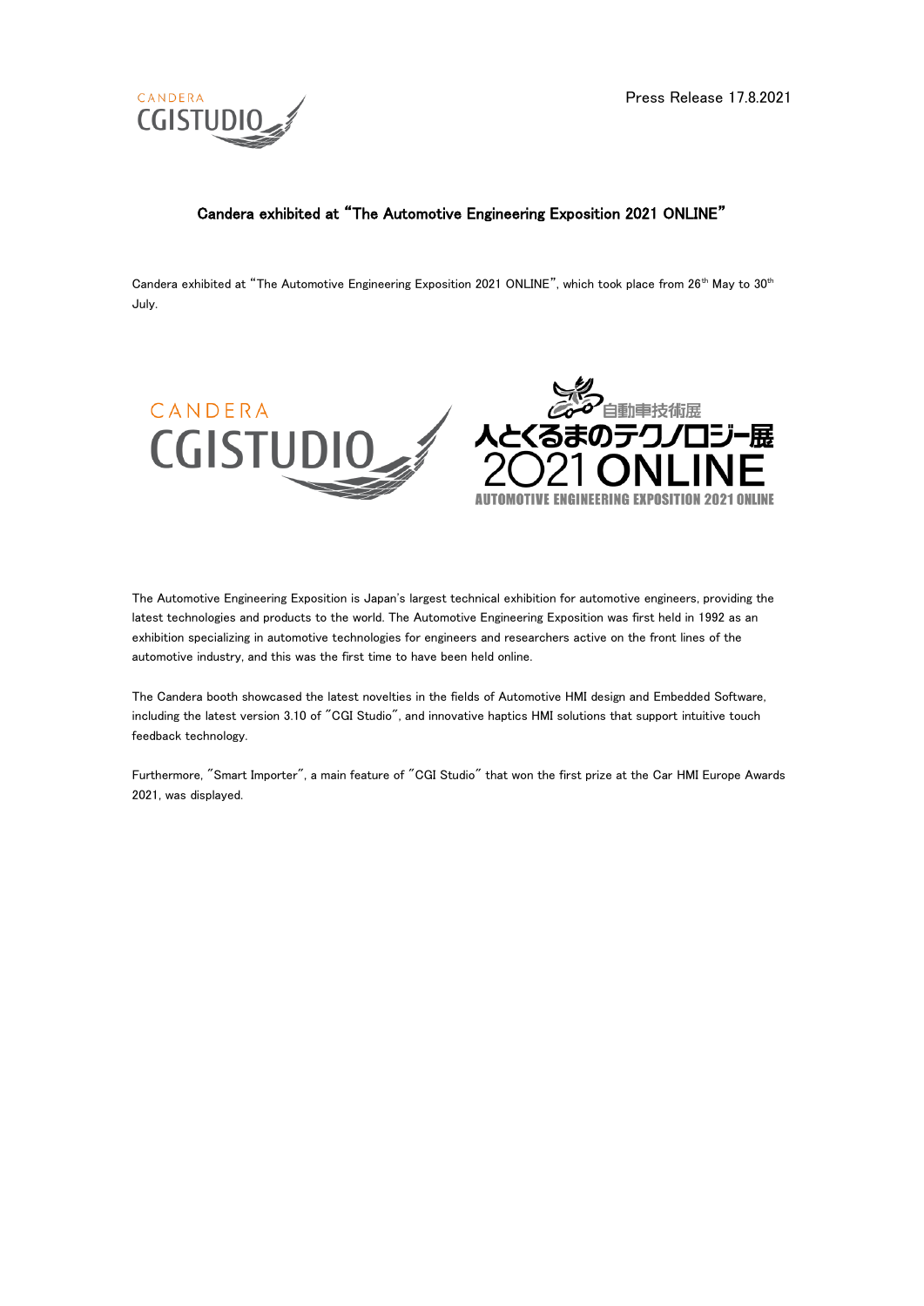Press Release 17.8.2021

# Candera exhibited at "The Automotive Engineering Exposition 2021 ONLINE"

Candera exhibited at "The Automotive Engineering Exposition 2021 ONLINE", which took place from 26th May to 30th July.

The Automotive Engineering Exposition is Japan's largest technical exhibition for automotive engineers, providing the latest technologies and products to the world. The Automotive Engineering Exposition was first held in 1992 as an exhibition specializing in automotive technologies for engineers and researchers active on the front lines of the automotive industry, and this was the first time to have been held online.

The Candera booth showcased the latest novelties in the fields of Automotive HMI design and Embedded Software, including the latest version 3.10 of "CGI Studio", and innovative haptics HMI solutions that support intuitive touch feedback technology.

Furthermore, "Smart Importer", a main feature of "CGI Studio" that won the first prize at the Car HMI Europe Awards 2021, was displayed.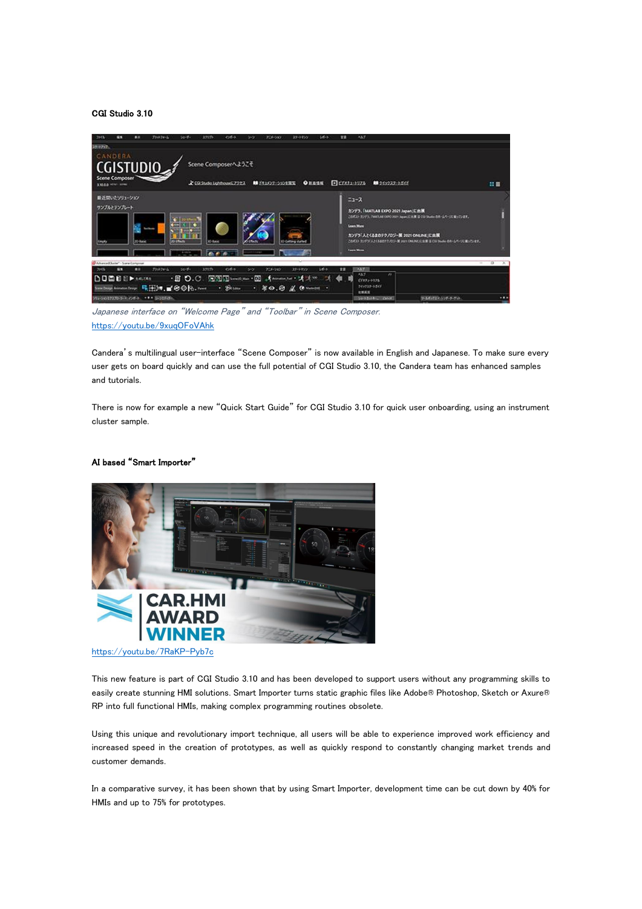**CGI Studio 3.10**

*Japanese interface on "Welcome Page" and "Toolbar" in Scene Composer.*
https://youtu.be/9xuqOFoVAhk

Candera's multilingual user-interface "Scene Composer" is now available in English and Japanese. To make sure every user gets on board quickly and can use the full potential of CGI Studio 3.10, the Candera team has enhanced samples and tutorials.

There is now for example a new "Quick Start Guide" for CGI Studio 3.10 for quick user onboarding, using an instrument cluster sample.

**AI based "Smart Importer"**

https://youtu.be/7RaKP-Pyb7c

This new feature is part of CGI Studio 3.10 and has been developed to support users without any programming skills to easily create stunning HMI solutions. Smart Importer turns static graphic files like Adobe® Photoshop, Sketch or Axure® RP into full functional HMIs, making complex programming routines obsolete.

Using this unique and revolutionary import technique, all users will be able to experience improved work efficiency and increased speed in the creation of prototypes, as well as quickly respond to constantly changing market trends and customer demands.

In a comparative survey, it has been shown that by using Smart Importer, development time can be cut down by 40% for HMIs and up to 75% for prototypes.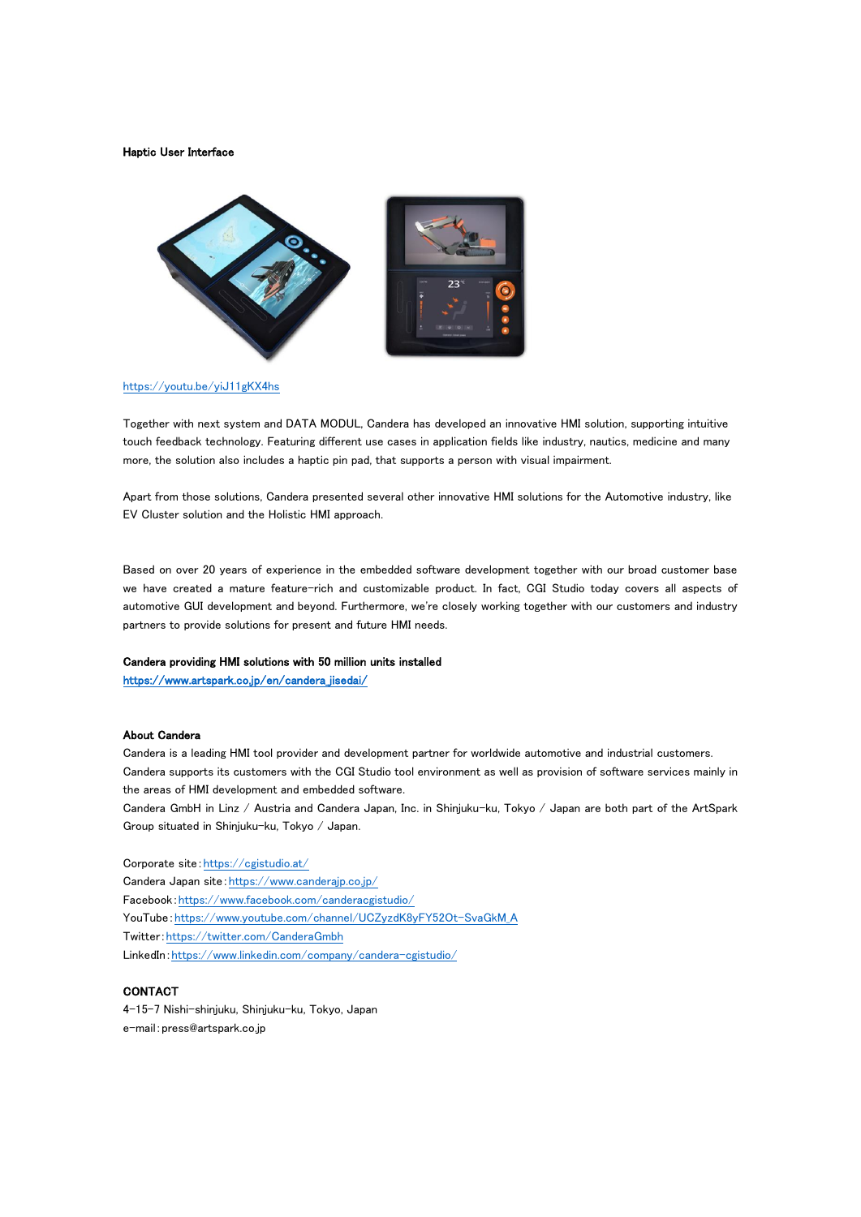**Haptic User Interface**

https://youtu.be/yiJ11gKX4hs

Together with next system and DATA MODUL, Candera has developed an innovative HMI solution, supporting intuitive touch feedback technology. Featuring different use cases in application fields like industry, nautics, medicine and many more, the solution also includes a haptic pin pad, that supports a person with visual impairment.

Apart from those solutions, Candera presented several other innovative HMI solutions for the Automotive industry, like EV Cluster solution and the Holistic HMI approach.

Based on over 20 years of experience in the embedded software development together with our broad customer base we have created a mature feature-rich and customizable product. In fact, CGI Studio today covers all aspects of automotive GUI development and beyond. Furthermore, we're closely working together with our customers and industry partners to provide solutions for present and future HMI needs.

**Candera providing HMI solutions with 50 million units installed**
**https://www.artspark.co.jp/en/candera_jisedai/**

**About Candera**
Candera is a leading HMI tool provider and development partner for worldwide automotive and industrial customers.
Candera supports its customers with the CGI Studio tool environment as well as provision of software services mainly in the areas of HMI development and embedded software.
Candera GmbH in Linz / Austria and Candera Japan, Inc. in Shinjuku-ku, Tokyo / Japan are both part of the ArtSpark Group situated in Shinjuku-ku, Tokyo / Japan.

Corporate site: https://cgistudio.at/
Candera Japan site: https://www.canderajp.co.jp/
Facebook: https://www.facebook.com/canderacgistudio/
YouTube: https://www.youtube.com/channel/UCZyzdK8yFY52Ot-SvaGkM_A
Twitter: https://twitter.com/CanderaGmbh
LinkedIn: https://www.linkedin.com/company/candera-cgistudio/

**CONTACT**
4-15-7 Nishi-shinjuku, Shinjuku-ku, Tokyo, Japan
e-mail: press@artspark.co.jp